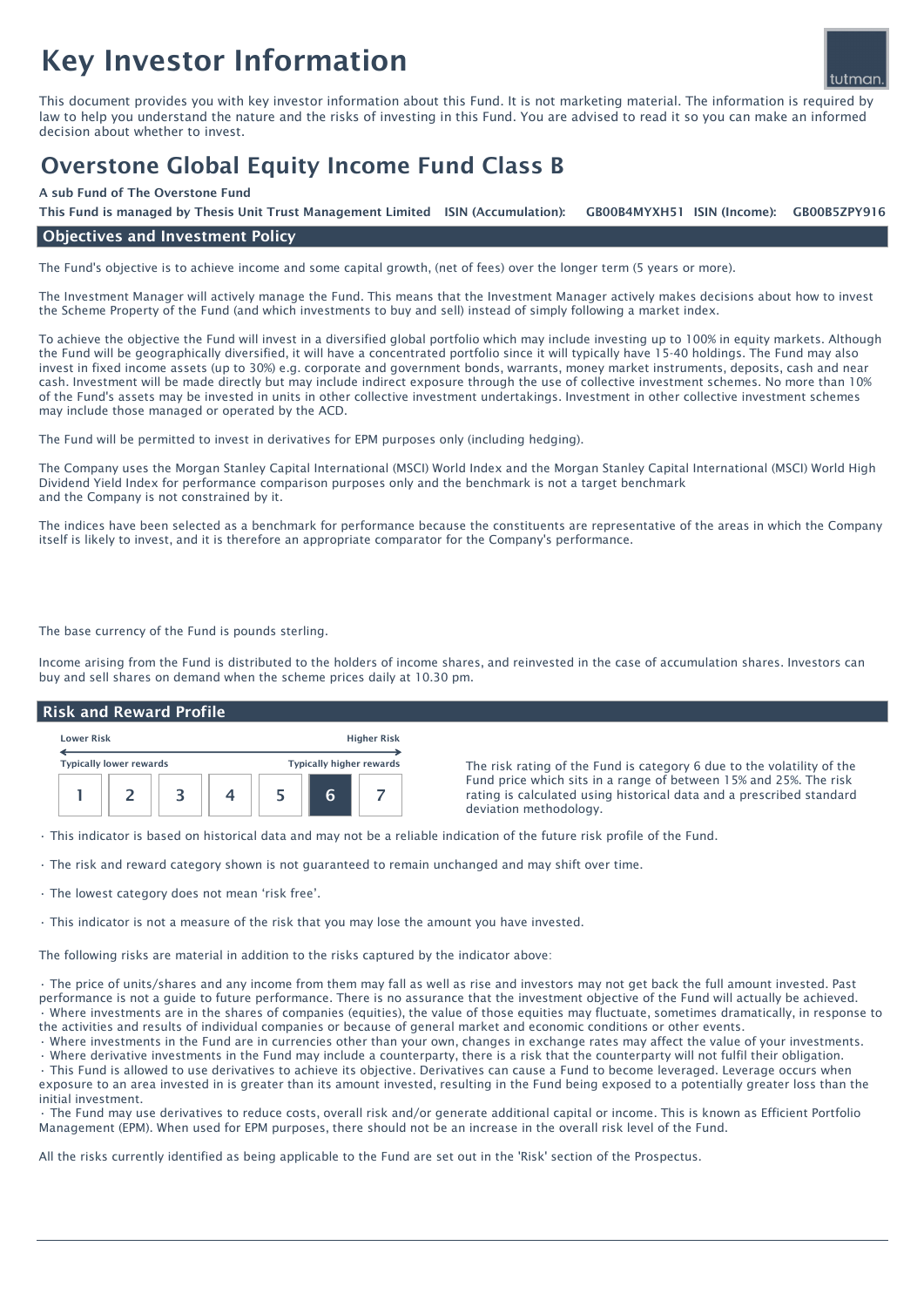# Key Investor Information

This document provides you with key investor information about this Fund. It is not marketing material. The information is required by law to help you understand the nature and the risks of investing in this Fund. You are advised to read it so you can make an informed decision about whether to invest.

## Overstone Global Equity Income Fund Class B

**A sub Fund of The Overstone Fund**

**This Fund is managed by Thesis Unit Trust Management Limited** **ISIN (Accumulation): GB00B4MYXH51** **ISIN (Income): GB00B5ZPY916**

### Objectives and Investment Policy

The Fund's objective is to achieve income and some capital growth, (net of fees) over the longer term (5 years or more).

The Investment Manager will actively manage the Fund. This means that the Investment Manager actively makes decisions about how to invest the Scheme Property of the Fund (and which investments to buy and sell) instead of simply following a market index.

To achieve the objective the Fund will invest in a diversified global portfolio which may include investing up to 100% in equity markets. Although the Fund will be geographically diversified, it will have a concentrated portfolio since it will typically have 15-40 holdings. The Fund may also invest in fixed income assets (up to 30%) e.g. corporate and government bonds, warrants, money market instruments, deposits, cash and near cash. Investment will be made directly but may include indirect exposure through the use of collective investment schemes. No more than 10% of the Fund's assets may be invested in units in other collective investment undertakings. Investment in other collective investment schemes may include those managed or operated by the ACD.

The Fund will be permitted to invest in derivatives for EPM purposes only (including hedging).

The Company uses the Morgan Stanley Capital International (MSCI) World Index and the Morgan Stanley Capital International (MSCI) World High Dividend Yield Index for performance comparison purposes only and the benchmark is not a target benchmark and the Company is not constrained by it.

The indices have been selected as a benchmark for performance because the constituents are representative of the areas in which the Company itself is likely to invest, and it is therefore an appropriate comparator for the Company's performance.

The base currency of the Fund is pounds sterling.

Income arising from the Fund is distributed to the holders of income shares, and reinvested in the case of accumulation shares. Investors can buy and sell shares on demand when the scheme prices daily at 10.30 pm.

### Risk and Reward Profile

| Lower Risk | | | | | | Higher Risk |
|---|---|---|---|---|---|---|
| Typically lower rewards | | | | | | Typically higher rewards |
| 1 | 2 | 3 | 4 | 5 | **6** | 7 |

The risk rating of the Fund is category 6 due to the volatility of the Fund price which sits in a range of between 15% and 25%. The risk rating is calculated using historical data and a prescribed standard deviation methodology.

- This indicator is based on historical data and may not be a reliable indication of the future risk profile of the Fund.
- The risk and reward category shown is not guaranteed to remain unchanged and may shift over time.
- The lowest category does not mean 'risk free'.
- This indicator is not a measure of the risk that you may lose the amount you have invested.

The following risks are material in addition to the risks captured by the indicator above:

- The price of units/shares and any income from them may fall as well as rise and investors may not get back the full amount invested. Past performance is not a guide to future performance. There is no assurance that the investment objective of the Fund will actually be achieved.
- Where investments are in the shares of companies (equities), the value of those equities may fluctuate, sometimes dramatically, in response to the activities and results of individual companies or because of general market and economic conditions or other events.
- Where investments in the Fund are in currencies other than your own, changes in exchange rates may affect the value of your investments.
- Where derivative investments in the Fund may include a counterparty, there is a risk that the counterparty will not fulfil their obligation.
- This Fund is allowed to use derivatives to achieve its objective. Derivatives can cause a Fund to become leveraged. Leverage occurs when exposure to an area invested in is greater than its amount invested, resulting in the Fund being exposed to a potentially greater loss than the initial investment.
- The Fund may use derivatives to reduce costs, overall risk and/or generate additional capital or income. This is known as Efficient Portfolio Management (EPM). When used for EPM purposes, there should not be an increase in the overall risk level of the Fund.

All the risks currently identified as being applicable to the Fund are set out in the 'Risk' section of the Prospectus.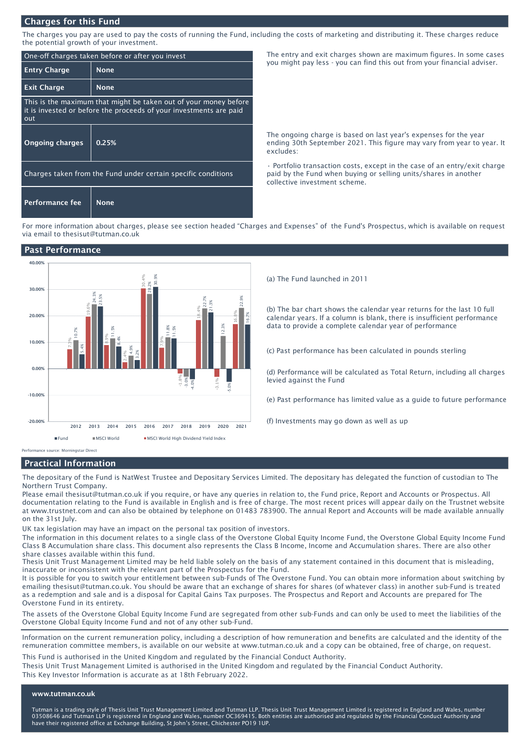## Charges for this Fund

The charges you pay are used to pay the costs of running the Fund, including the costs of marketing and distributing it. These charges reduce the potential growth of your investment.

| One-off charges taken before or after you invest | |
|---|---|
| **Entry Charge** | **None** |
| **Exit Charge** | **None** |
| This is the maximum that might be taken out of your money before it is invested or before the proceeds of your investments are paid out | |
| **Ongoing charges** | **0.25%** |
| Charges taken from the Fund under certain specific conditions | |
| **Performance fee** | **None** |

The entry and exit charges shown are maximum figures. In some cases you might pay less - you can find this out from your financial adviser.

The ongoing charge is based on last year's expenses for the year ending 30th September 2021. This figure may vary from year to year. It excludes:

- Portfolio transaction costs, except in the case of an entry/exit charge paid by the Fund when buying or selling units/shares in another collective investment scheme.

For more information about charges, please see section headed "Charges and Expenses" of the Fund's Prospectus, which is available on request via email to thesisut@tutman.co.uk

## Past Performance

40.00%
30.00%
20.00%
10.00%
0.00%
-10.00%
-20.00%

2012: 7.3% 10.7% 5.4%
2013: 19.6% 24.3% 23.5%
2014: 8.9% 11.5% 8.4%
2015: 2.4% 4.9% 3.2%
2016: 30.4% 28.2% 30.9%
2017: 7.9% 11.8% 11.5%
2018: -1.8% -3.0% -4.0%
2019: 18.4% 22.7% 21.3%
2020: -3.1% 12.3% -5.0%
2021: 16.8% 22.9% 16.7%

Fund · MSCI World · MSCI World High Dividend Yield Index

Performance source: Morningstar Direct

(a) The Fund launched in 2011

(b) The bar chart shows the calendar year returns for the last 10 full calendar years. If a column is blank, there is insufficient performance data to provide a complete calendar year of performance

(c) Past performance has been calculated in pounds sterling

(d) Performance will be calculated as Total Return, including all charges levied against the Fund

(e) Past performance has limited value as a guide to future performance

(f) Investments may go down as well as up

## Practical Information

The depositary of the Fund is NatWest Trustee and Depositary Services Limited. The depositary has delegated the function of custodian to The Northern Trust Company.

Please email thesisut@tutman.co.uk if you require, or have any queries in relation to, the Fund price, Report and Accounts or Prospectus. All documentation relating to the Fund is available in English and is free of charge. The most recent prices will appear daily on the Trustnet website at www.trustnet.com and can also be obtained by telephone on 01483 783900. The annual Report and Accounts will be made available annually on the 31st July.

UK tax legislation may have an impact on the personal tax position of investors.

The information in this document relates to a single class of the Overstone Global Equity Income Fund, the Overstone Global Equity Income Fund Class B Accumulation share class. This document also represents the Class B Income, Income and Accumulation shares. There are also other share classes available within this fund.

Thesis Unit Trust Management Limited may be held liable solely on the basis of any statement contained in this document that is misleading, inaccurate or inconsistent with the relevant part of the Prospectus for the Fund.

It is possible for you to switch your entitlement between sub-Funds of The Overstone Fund. You can obtain more information about switching by emailing thesisut@tutman.co.uk. You should be aware that an exchange of shares for shares (of whatever class) in another sub-Fund is treated as a redemption and sale and is a disposal for Capital Gains Tax purposes. The Prospectus and Report and Accounts are prepared for The Overstone Fund in its entirety.

The assets of the Overstone Global Equity Income Fund are segregated from other sub-Funds and can only be used to meet the liabilities of the Overstone Global Equity Income Fund and not of any other sub-Fund.

Information on the current remuneration policy, including a description of how remuneration and benefits are calculated and the identity of the remuneration committee members, is available on our website at www.tutman.co.uk and a copy can be obtained, free of charge, on request.

This Fund is authorised in the United Kingdom and regulated by the Financial Conduct Authority.

Thesis Unit Trust Management Limited is authorised in the United Kingdom and regulated by the Financial Conduct Authority.

This Key Investor Information is accurate as at 18th February 2022.

**www.tutman.co.uk**

Tutman is a trading style of Thesis Unit Trust Management Limited and Tutman LLP. Thesis Unit Trust Management Limited is registered in England and Wales, number 03508646 and Tutman LLP is registered in England and Wales, number OC369415. Both entities are authorised and regulated by the Financial Conduct Authority and have their registered office at Exchange Building, St John's Street, Chichester PO19 1UP.